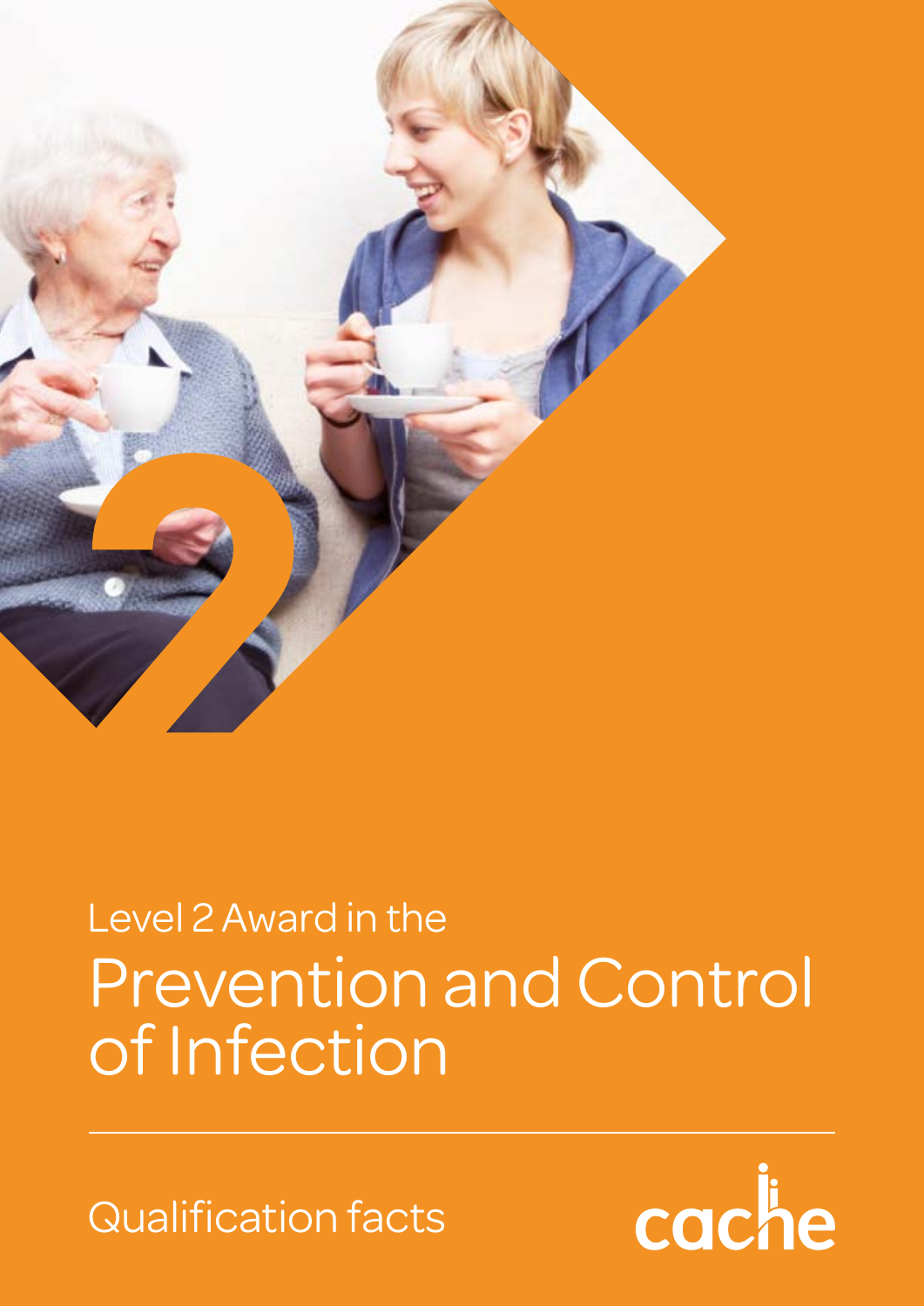Level 2 Award in the

# Prevention and Control of Infection

Qualification facts

cache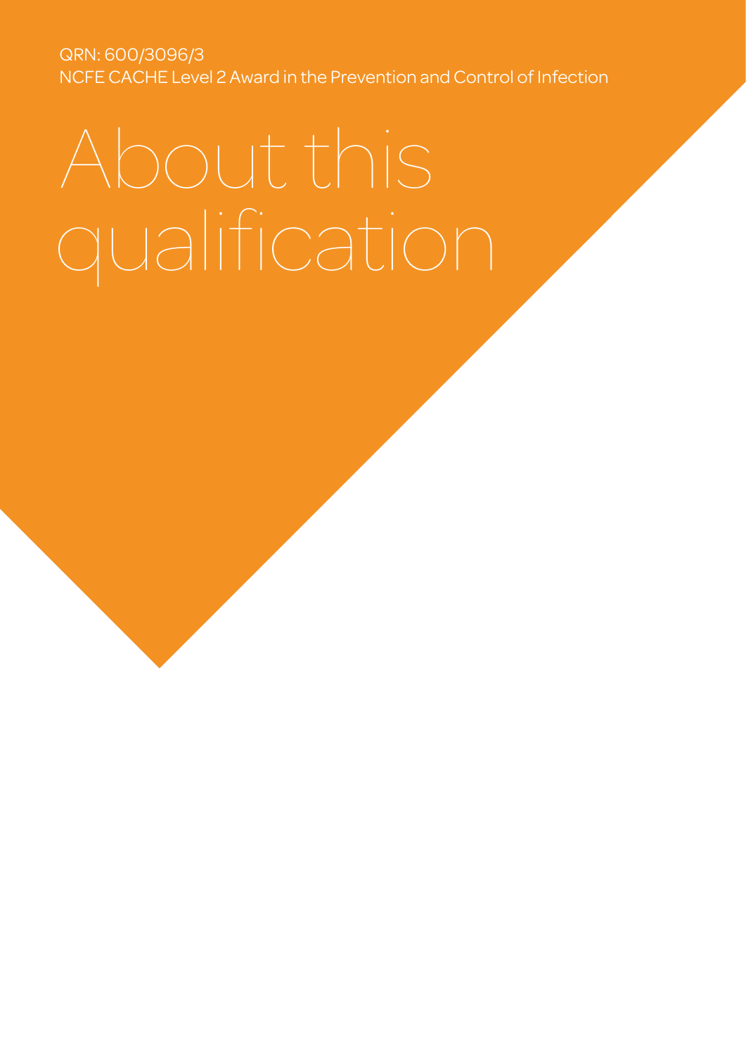QRN: 600/3096/3
NCFE CACHE Level 2 Award in the Prevention and Control of Infection

# About this qualification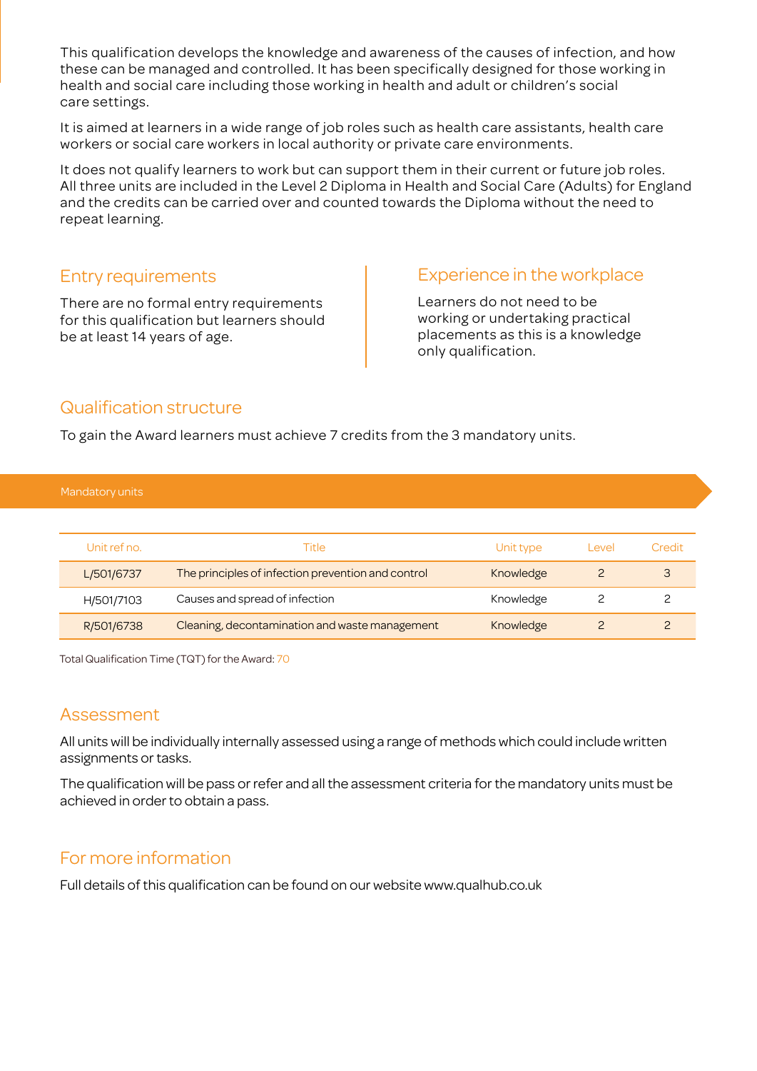This qualification develops the knowledge and awareness of the causes of infection, and how these can be managed and controlled. It has been specifically designed for those working in health and social care including those working in health and adult or children's social care settings.

It is aimed at learners in a wide range of job roles such as health care assistants, health care workers or social care workers in local authority or private care environments.

It does not qualify learners to work but can support them in their current or future job roles. All three units are included in the Level 2 Diploma in Health and Social Care (Adults) for England and the credits can be carried over and counted towards the Diploma without the need to repeat learning.

## Entry requirements

There are no formal entry requirements for this qualification but learners should be at least 14 years of age.

## Experience in the workplace

Learners do not need to be working or undertaking practical placements as this is a knowledge only qualification.

## Qualification structure

To gain the Award learners must achieve 7 credits from the 3 mandatory units.

**Mandatory units**

| Unit ref no. | Title | Unit type | Level | Credit |
|---|---|---|---|---|
| L/501/6737 | The principles of infection prevention and control | Knowledge | 2 | 3 |
| H/501/7103 | Causes and spread of infection | Knowledge | 2 | 2 |
| R/501/6738 | Cleaning, decontamination and waste management | Knowledge | 2 | 2 |

Total Qualification Time (TQT) for the Award: 70

## Assessment

All units will be individually internally assessed using a range of methods which could include written assignments or tasks.

The qualification will be pass or refer and all the assessment criteria for the mandatory units must be achieved in order to obtain a pass.

## For more information

Full details of this qualification can be found on our website www.qualhub.co.uk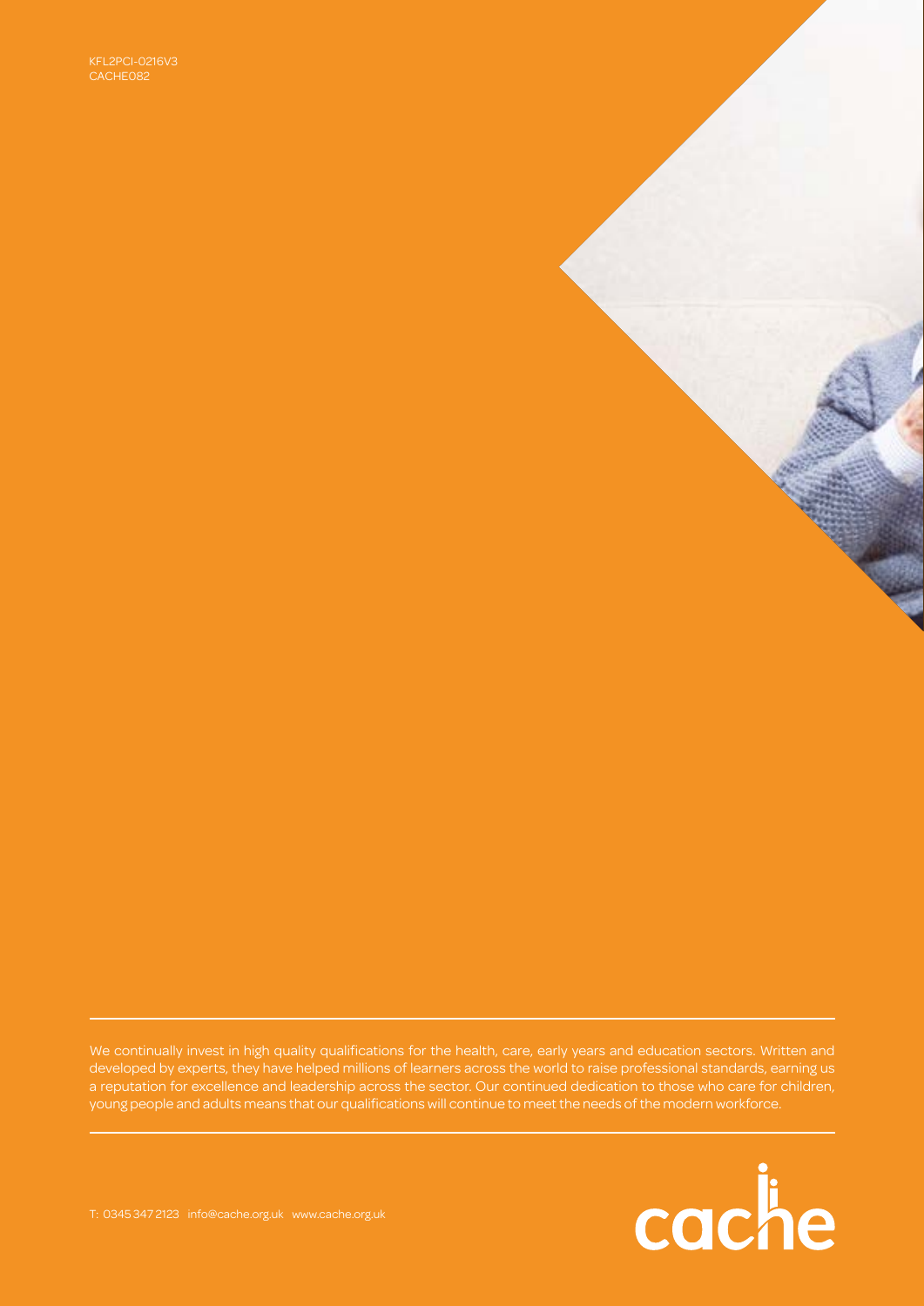KFL2PCI-0216V3
CACHE082

We continually invest in high quality qualifications for the health, care, early years and education sectors. Written and developed by experts, they have helped millions of learners across the world to raise professional standards, earning us a reputation for excellence and leadership across the sector. Our continued dedication to those who care for children, young people and adults means that our qualifications will continue to meet the needs of the modern workforce.

T: 0345 347 2123 info@cache.org.uk www.cache.org.uk

cache